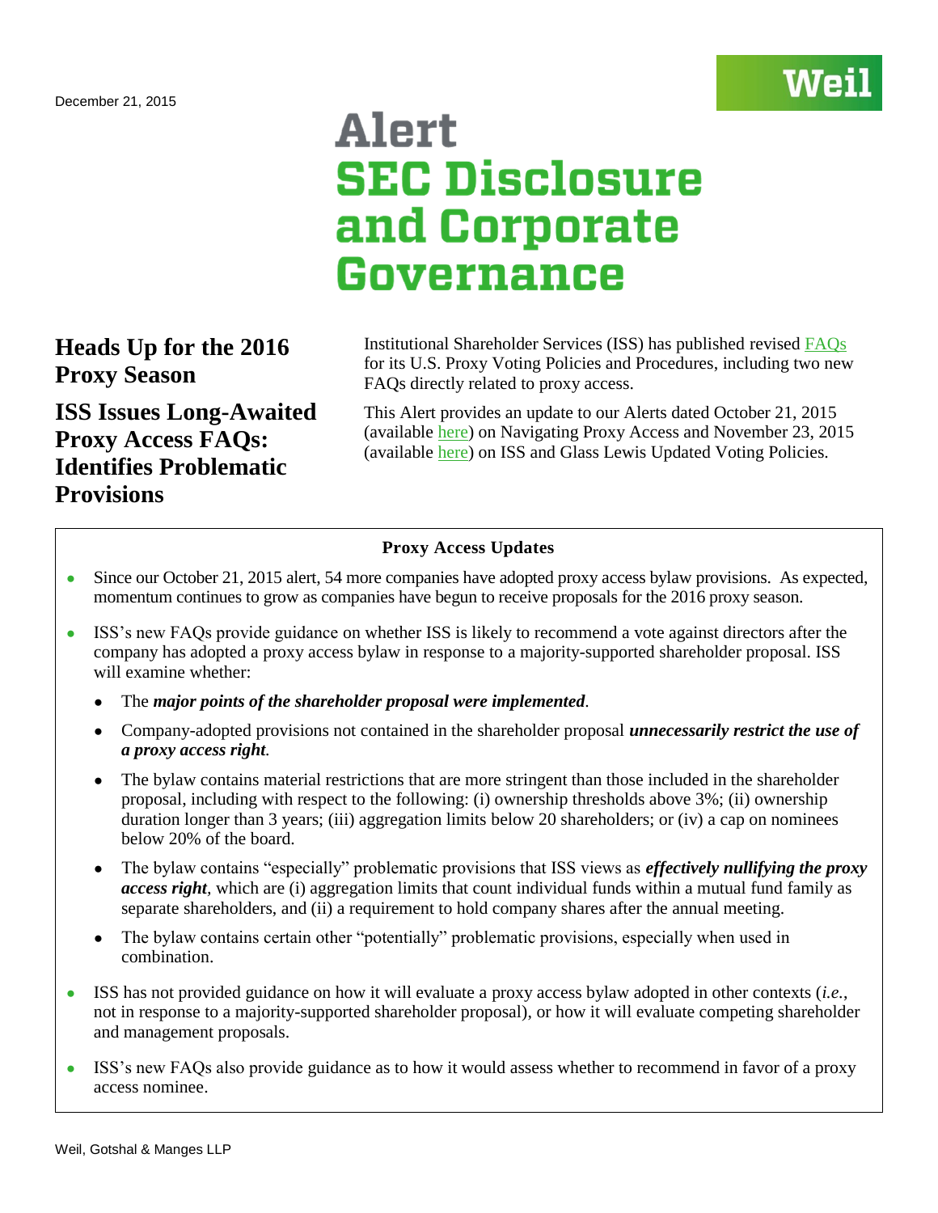December 21, 2015

# Alert
# SEC Disclosure and Corporate Governance

## Heads Up for the 2016 Proxy Season

## ISS Issues Long-Awaited Proxy Access FAQs: Identifies Problematic Provisions

Institutional Shareholder Services (ISS) has published revised FAQs for its U.S. Proxy Voting Policies and Procedures, including two new FAQs directly related to proxy access.

This Alert provides an update to our Alerts dated October 21, 2015 (available here) on Navigating Proxy Access and November 23, 2015 (available here) on ISS and Glass Lewis Updated Voting Policies.

**Proxy Access Updates**

- Since our October 21, 2015 alert, 54 more companies have adopted proxy access bylaw provisions. As expected, momentum continues to grow as companies have begun to receive proposals for the 2016 proxy season.
- ISS's new FAQs provide guidance on whether ISS is likely to recommend a vote against directors after the company has adopted a proxy access bylaw in response to a majority-supported shareholder proposal. ISS will examine whether:
  - The ***major points of the shareholder proposal were implemented***.
  - Company-adopted provisions not contained in the shareholder proposal ***unnecessarily restrict the use of a proxy access right***.
  - The bylaw contains material restrictions that are more stringent than those included in the shareholder proposal, including with respect to the following: (i) ownership thresholds above 3%; (ii) ownership duration longer than 3 years; (iii) aggregation limits below 20 shareholders; or (iv) a cap on nominees below 20% of the board.
  - The bylaw contains "especially" problematic provisions that ISS views as ***effectively nullifying the proxy access right***, which are (i) aggregation limits that count individual funds within a mutual fund family as separate shareholders, and (ii) a requirement to hold company shares after the annual meeting.
  - The bylaw contains certain other "potentially" problematic provisions, especially when used in combination.
- ISS has not provided guidance on how it will evaluate a proxy access bylaw adopted in other contexts (*i.e.*, not in response to a majority-supported shareholder proposal), or how it will evaluate competing shareholder and management proposals.
- ISS's new FAQs also provide guidance as to how it would assess whether to recommend in favor of a proxy access nominee.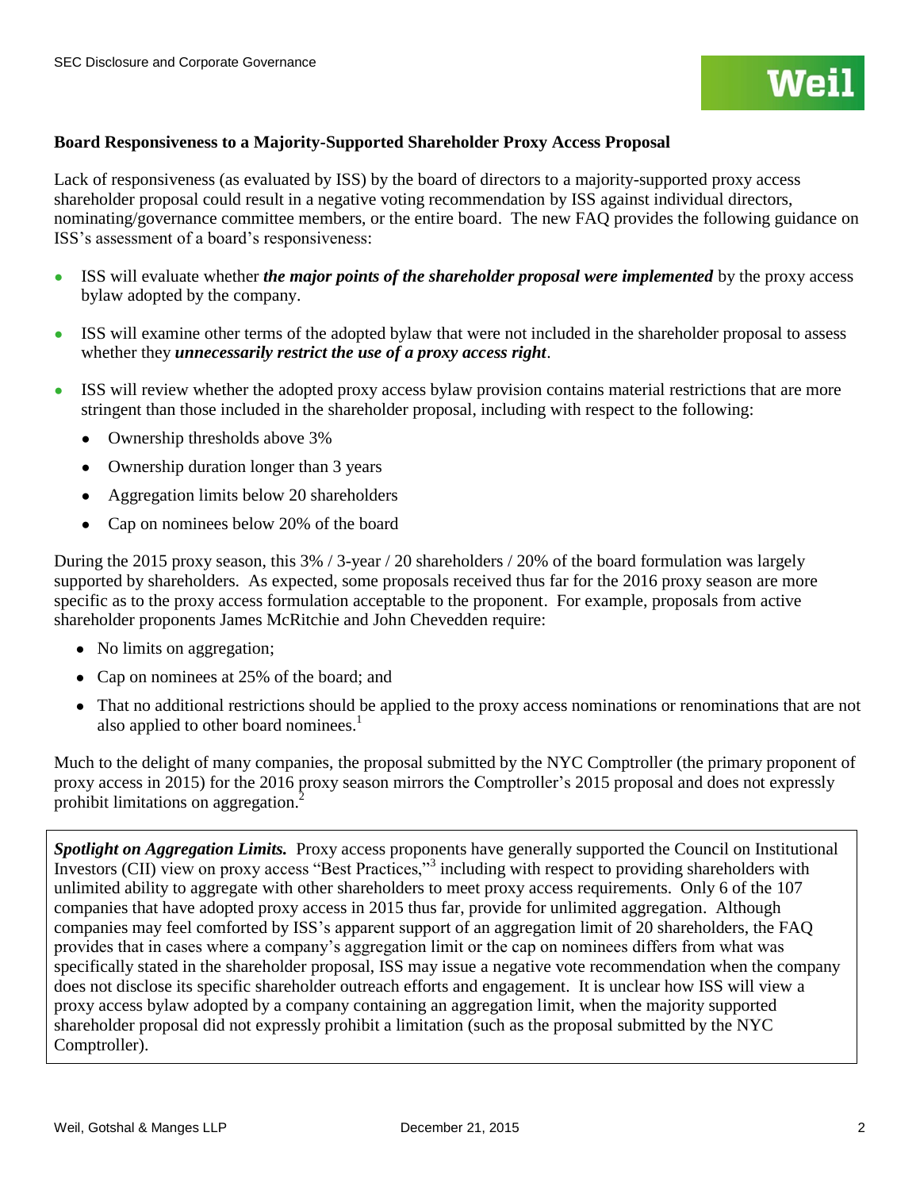## Board Responsiveness to a Majority-Supported Shareholder Proxy Access Proposal

Lack of responsiveness (as evaluated by ISS) by the board of directors to a majority-supported proxy access shareholder proposal could result in a negative voting recommendation by ISS against individual directors, nominating/governance committee members, or the entire board. The new FAQ provides the following guidance on ISS's assessment of a board's responsiveness:

- ISS will evaluate whether ***the major points of the shareholder proposal were implemented*** by the proxy access bylaw adopted by the company.
- ISS will examine other terms of the adopted bylaw that were not included in the shareholder proposal to assess whether they ***unnecessarily restrict the use of a proxy access right***.
- ISS will review whether the adopted proxy access bylaw provision contains material restrictions that are more stringent than those included in the shareholder proposal, including with respect to the following:
  - Ownership thresholds above 3%
  - Ownership duration longer than 3 years
  - Aggregation limits below 20 shareholders
  - Cap on nominees below 20% of the board

During the 2015 proxy season, this 3% / 3-year / 20 shareholders / 20% of the board formulation was largely supported by shareholders. As expected, some proposals received thus far for the 2016 proxy season are more specific as to the proxy access formulation acceptable to the proponent. For example, proposals from active shareholder proponents James McRitchie and John Chevedden require:

- No limits on aggregation;
- Cap on nominees at 25% of the board; and
- That no additional restrictions should be applied to the proxy access nominations or renominations that are not also applied to other board nominees.[1]

Much to the delight of many companies, the proposal submitted by the NYC Comptroller (the primary proponent of proxy access in 2015) for the 2016 proxy season mirrors the Comptroller's 2015 proposal and does not expressly prohibit limitations on aggregation.[2]

***Spotlight on Aggregation Limits.*** Proxy access proponents have generally supported the Council on Institutional Investors (CII) view on proxy access "Best Practices,"[3] including with respect to providing shareholders with unlimited ability to aggregate with other shareholders to meet proxy access requirements. Only 6 of the 107 companies that have adopted proxy access in 2015 thus far, provide for unlimited aggregation. Although companies may feel comforted by ISS's apparent support of an aggregation limit of 20 shareholders, the FAQ provides that in cases where a company's aggregation limit or the cap on nominees differs from what was specifically stated in the shareholder proposal, ISS may issue a negative vote recommendation when the company does not disclose its specific shareholder outreach efforts and engagement. It is unclear how ISS will view a proxy access bylaw adopted by a company containing an aggregation limit, when the majority supported shareholder proposal did not expressly prohibit a limitation (such as the proposal submitted by the NYC Comptroller).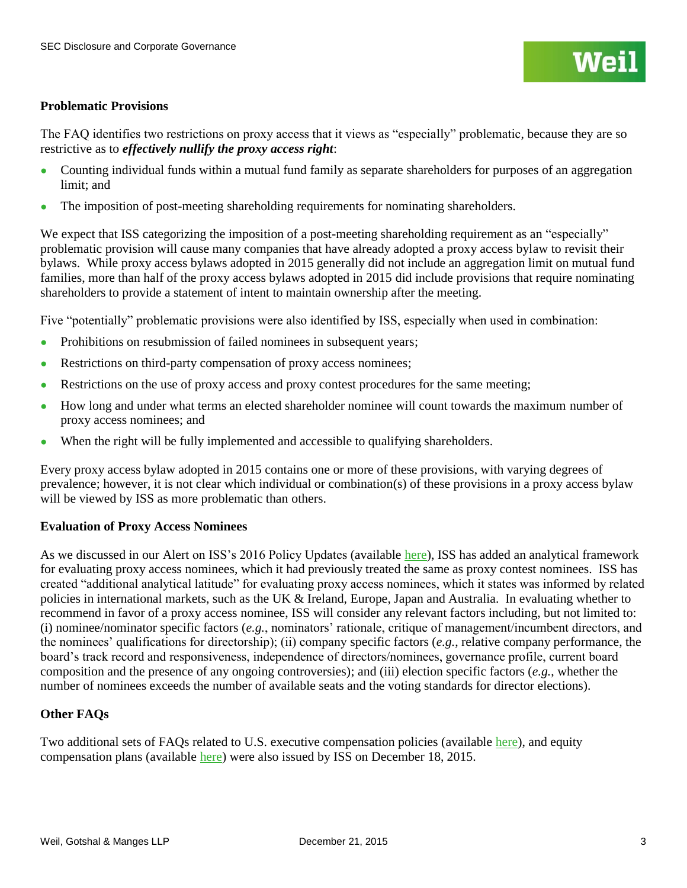**Problematic Provisions**

The FAQ identifies two restrictions on proxy access that it views as "especially" problematic, because they are so restrictive as to ***effectively nullify the proxy access right***:

- Counting individual funds within a mutual fund family as separate shareholders for purposes of an aggregation limit; and
- The imposition of post-meeting shareholding requirements for nominating shareholders.

We expect that ISS categorizing the imposition of a post-meeting shareholding requirement as an "especially" problematic provision will cause many companies that have already adopted a proxy access bylaw to revisit their bylaws. While proxy access bylaws adopted in 2015 generally did not include an aggregation limit on mutual fund families, more than half of the proxy access bylaws adopted in 2015 did include provisions that require nominating shareholders to provide a statement of intent to maintain ownership after the meeting.

Five "potentially" problematic provisions were also identified by ISS, especially when used in combination:

- Prohibitions on resubmission of failed nominees in subsequent years;
- Restrictions on third-party compensation of proxy access nominees;
- Restrictions on the use of proxy access and proxy contest procedures for the same meeting;
- How long and under what terms an elected shareholder nominee will count towards the maximum number of proxy access nominees; and
- When the right will be fully implemented and accessible to qualifying shareholders.

Every proxy access bylaw adopted in 2015 contains one or more of these provisions, with varying degrees of prevalence; however, it is not clear which individual or combination(s) of these provisions in a proxy access bylaw will be viewed by ISS as more problematic than others.

**Evaluation of Proxy Access Nominees**

As we discussed in our Alert on ISS's 2016 Policy Updates (available here), ISS has added an analytical framework for evaluating proxy access nominees, which it had previously treated the same as proxy contest nominees. ISS has created "additional analytical latitude" for evaluating proxy access nominees, which it states was informed by related policies in international markets, such as the UK & Ireland, Europe, Japan and Australia. In evaluating whether to recommend in favor of a proxy access nominee, ISS will consider any relevant factors including, but not limited to: (i) nominee/nominator specific factors (*e.g.*, nominators' rationale, critique of management/incumbent directors, and the nominees' qualifications for directorship); (ii) company specific factors (*e.g.*, relative company performance, the board's track record and responsiveness, independence of directors/nominees, governance profile, current board composition and the presence of any ongoing controversies); and (iii) election specific factors (*e.g.*, whether the number of nominees exceeds the number of available seats and the voting standards for director elections).

**Other FAQs**

Two additional sets of FAQs related to U.S. executive compensation policies (available here), and equity compensation plans (available here) were also issued by ISS on December 18, 2015.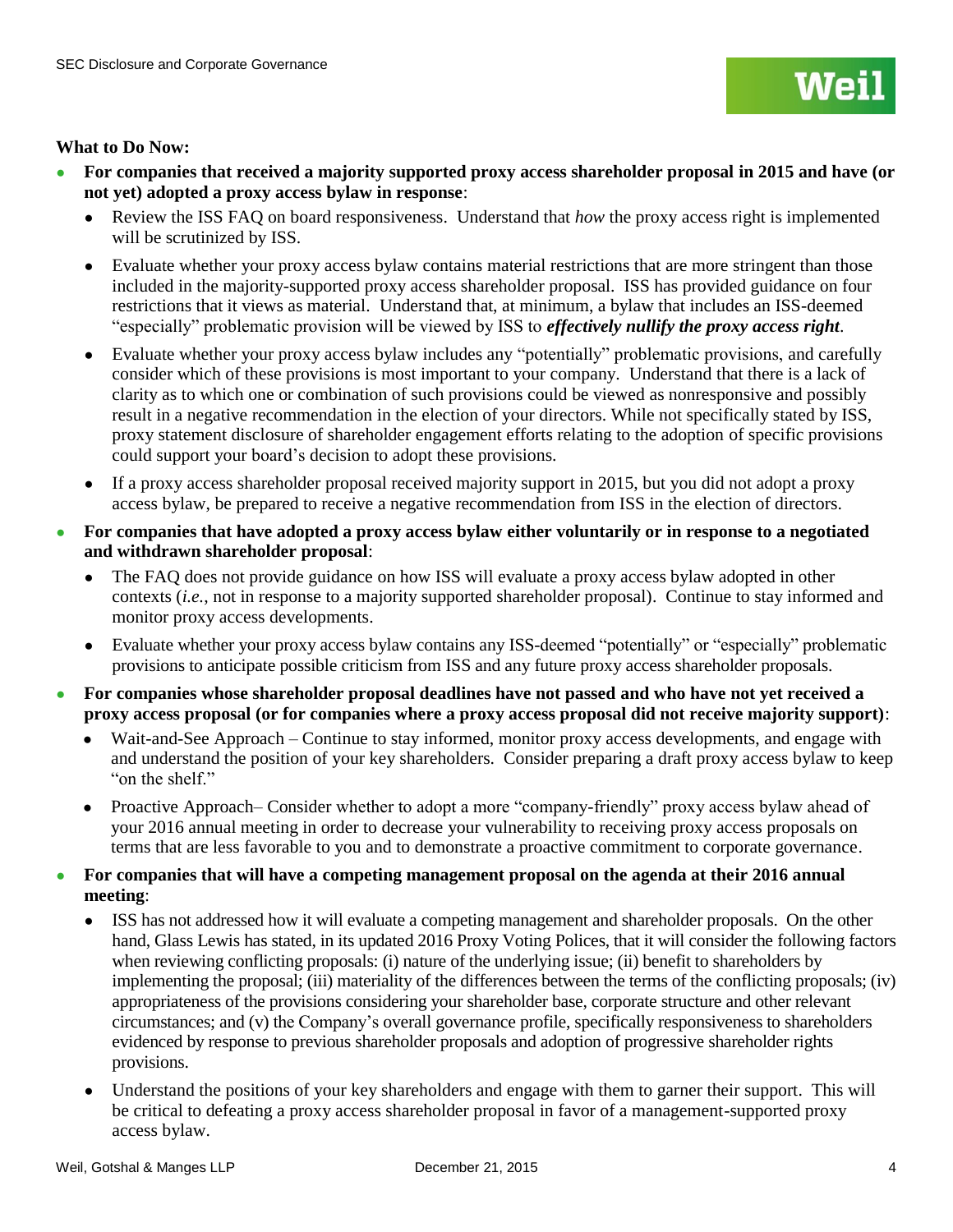**What to Do Now:**

- **For companies that received a majority supported proxy access shareholder proposal in 2015 and have (or not yet) adopted a proxy access bylaw in response**:
  - Review the ISS FAQ on board responsiveness. Understand that *how* the proxy access right is implemented will be scrutinized by ISS.
  - Evaluate whether your proxy access bylaw contains material restrictions that are more stringent than those included in the majority-supported proxy access shareholder proposal. ISS has provided guidance on four restrictions that it views as material. Understand that, at minimum, a bylaw that includes an ISS-deemed "especially" problematic provision will be viewed by ISS to ***effectively nullify the proxy access right***.
  - Evaluate whether your proxy access bylaw includes any "potentially" problematic provisions, and carefully consider which of these provisions is most important to your company. Understand that there is a lack of clarity as to which one or combination of such provisions could be viewed as nonresponsive and possibly result in a negative recommendation in the election of your directors. While not specifically stated by ISS, proxy statement disclosure of shareholder engagement efforts relating to the adoption of specific provisions could support your board's decision to adopt these provisions.
  - If a proxy access shareholder proposal received majority support in 2015, but you did not adopt a proxy access bylaw, be prepared to receive a negative recommendation from ISS in the election of directors.
- **For companies that have adopted a proxy access bylaw either voluntarily or in response to a negotiated and withdrawn shareholder proposal**:
  - The FAQ does not provide guidance on how ISS will evaluate a proxy access bylaw adopted in other contexts (*i.e.*, not in response to a majority supported shareholder proposal). Continue to stay informed and monitor proxy access developments.
  - Evaluate whether your proxy access bylaw contains any ISS-deemed "potentially" or "especially" problematic provisions to anticipate possible criticism from ISS and any future proxy access shareholder proposals.
- **For companies whose shareholder proposal deadlines have not passed and who have not yet received a proxy access proposal (or for companies where a proxy access proposal did not receive majority support)**:
  - Wait-and-See Approach – Continue to stay informed, monitor proxy access developments, and engage with and understand the position of your key shareholders. Consider preparing a draft proxy access bylaw to keep "on the shelf."
  - Proactive Approach– Consider whether to adopt a more "company-friendly" proxy access bylaw ahead of your 2016 annual meeting in order to decrease your vulnerability to receiving proxy access proposals on terms that are less favorable to you and to demonstrate a proactive commitment to corporate governance.
- **For companies that will have a competing management proposal on the agenda at their 2016 annual meeting**:
  - ISS has not addressed how it will evaluate a competing management and shareholder proposals. On the other hand, Glass Lewis has stated, in its updated 2016 Proxy Voting Polices, that it will consider the following factors when reviewing conflicting proposals: (i) nature of the underlying issue; (ii) benefit to shareholders by implementing the proposal; (iii) materiality of the differences between the terms of the conflicting proposals; (iv) appropriateness of the provisions considering your shareholder base, corporate structure and other relevant circumstances; and (v) the Company's overall governance profile, specifically responsiveness to shareholders evidenced by response to previous shareholder proposals and adoption of progressive shareholder rights provisions.
  - Understand the positions of your key shareholders and engage with them to garner their support. This will be critical to defeating a proxy access shareholder proposal in favor of a management-supported proxy access bylaw.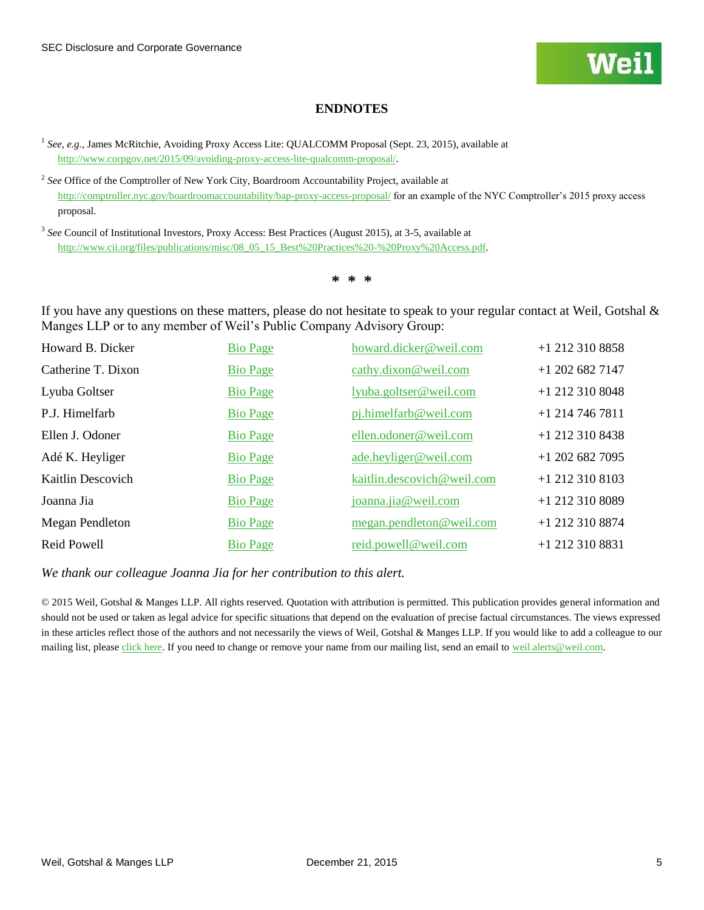## ENDNOTES

[1] *See, e.g.*, James McRitchie, Avoiding Proxy Access Lite: QUALCOMM Proposal (Sept. 23, 2015), available at http://www.corpgov.net/2015/09/avoiding-proxy-access-lite-qualcomm-proposal/.

[2] *See* Office of the Comptroller of New York City, Boardroom Accountability Project, available at http://comptroller.nyc.gov/boardroomaccountability/bap-proxy-access-proposal/ for an example of the NYC Comptroller's 2015 proxy access proposal.

[3] *See* Council of Institutional Investors, Proxy Access: Best Practices (August 2015), at 3-5, available at http://www.cii.org/files/publications/misc/08_05_15_Best%20Practices%20-%20Proxy%20Access.pdf.

\* \* \*

If you have any questions on these matters, please do not hesitate to speak to your regular contact at Weil, Gotshal & Manges LLP or to any member of Weil's Public Company Advisory Group:

| | | | |
|---|---|---|---|
| Howard B. Dicker | Bio Page | howard.dicker@weil.com | +1 212 310 8858 |
| Catherine T. Dixon | Bio Page | cathy.dixon@weil.com | +1 202 682 7147 |
| Lyuba Goltser | Bio Page | lyuba.goltser@weil.com | +1 212 310 8048 |
| P.J. Himelfarb | Bio Page | pj.himelfarb@weil.com | +1 214 746 7811 |
| Ellen J. Odoner | Bio Page | ellen.odoner@weil.com | +1 212 310 8438 |
| Adé K. Heyliger | Bio Page | ade.heyliger@weil.com | +1 202 682 7095 |
| Kaitlin Descovich | Bio Page | kaitlin.descovich@weil.com | +1 212 310 8103 |
| Joanna Jia | Bio Page | joanna.jia@weil.com | +1 212 310 8089 |
| Megan Pendleton | Bio Page | megan.pendleton@weil.com | +1 212 310 8874 |
| Reid Powell | Bio Page | reid.powell@weil.com | +1 212 310 8831 |

*We thank our colleague Joanna Jia for her contribution to this alert.*

© 2015 Weil, Gotshal & Manges LLP. All rights reserved. Quotation with attribution is permitted. This publication provides general information and should not be used or taken as legal advice for specific situations that depend on the evaluation of precise factual circumstances. The views expressed in these articles reflect those of the authors and not necessarily the views of Weil, Gotshal & Manges LLP. If you would like to add a colleague to our mailing list, please click here. If you need to change or remove your name from our mailing list, send an email to weil.alerts@weil.com.